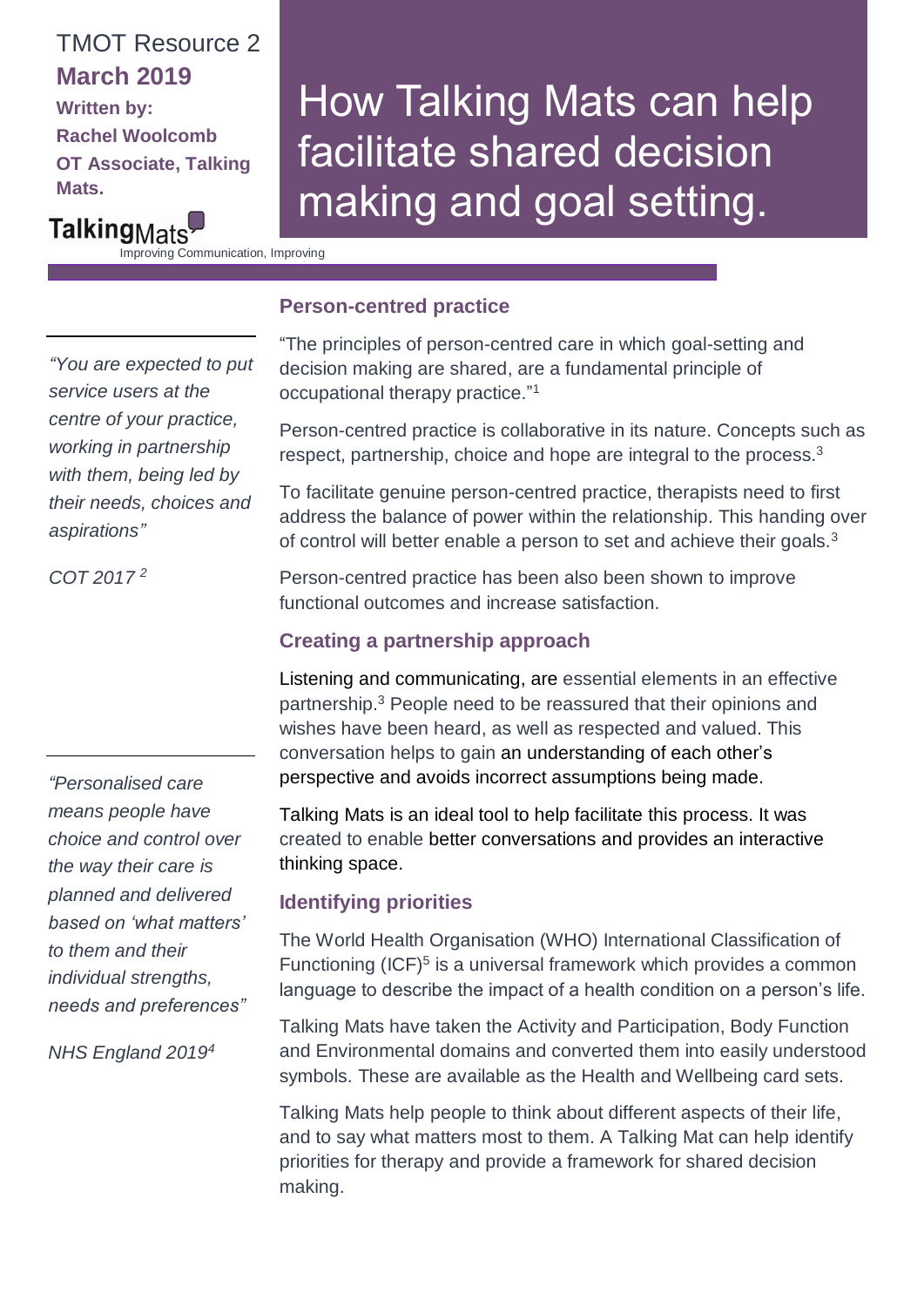TMOT Resource 2

**March 2019**

**Written by:**
**Rachel Woolcomb**
**OT Associate, Talking Mats.**

TalkingMats
Improving Communication, Improving

# How Talking Mats can help facilitate shared decision making and goal setting.

*"You are expected to put service users at the centre of your practice, working in partnership with them, being led by their needs, choices and aspirations"*

*COT 2017* [2]

## Person-centred practice

"The principles of person-centred care in which goal-setting and decision making are shared, are a fundamental principle of occupational therapy practice."[1]

Person-centred practice is collaborative in its nature. Concepts such as respect, partnership, choice and hope are integral to the process.[3]

To facilitate genuine person-centred practice, therapists need to first address the balance of power within the relationship. This handing over of control will better enable a person to set and achieve their goals.[3]

Person-centred practice has been also been shown to improve functional outcomes and increase satisfaction.

## Creating a partnership approach

Listening and communicating, are essential elements in an effective partnership.[3] People need to be reassured that their opinions and wishes have been heard, as well as respected and valued. This conversation helps to gain an understanding of each other's perspective and avoids incorrect assumptions being made.

Talking Mats is an ideal tool to help facilitate this process. It was created to enable better conversations and provides an interactive thinking space.

*"Personalised care means people have choice and control over the way their care is planned and delivered based on 'what matters' to them and their individual strengths, needs and preferences"*

*NHS England 2019*[4]

## Identifying priorities

The World Health Organisation (WHO) International Classification of Functioning (ICF)[5] is a universal framework which provides a common language to describe the impact of a health condition on a person's life.

Talking Mats have taken the Activity and Participation, Body Function and Environmental domains and converted them into easily understood symbols. These are available as the Health and Wellbeing card sets.

Talking Mats help people to think about different aspects of their life, and to say what matters most to them. A Talking Mat can help identify priorities for therapy and provide a framework for shared decision making.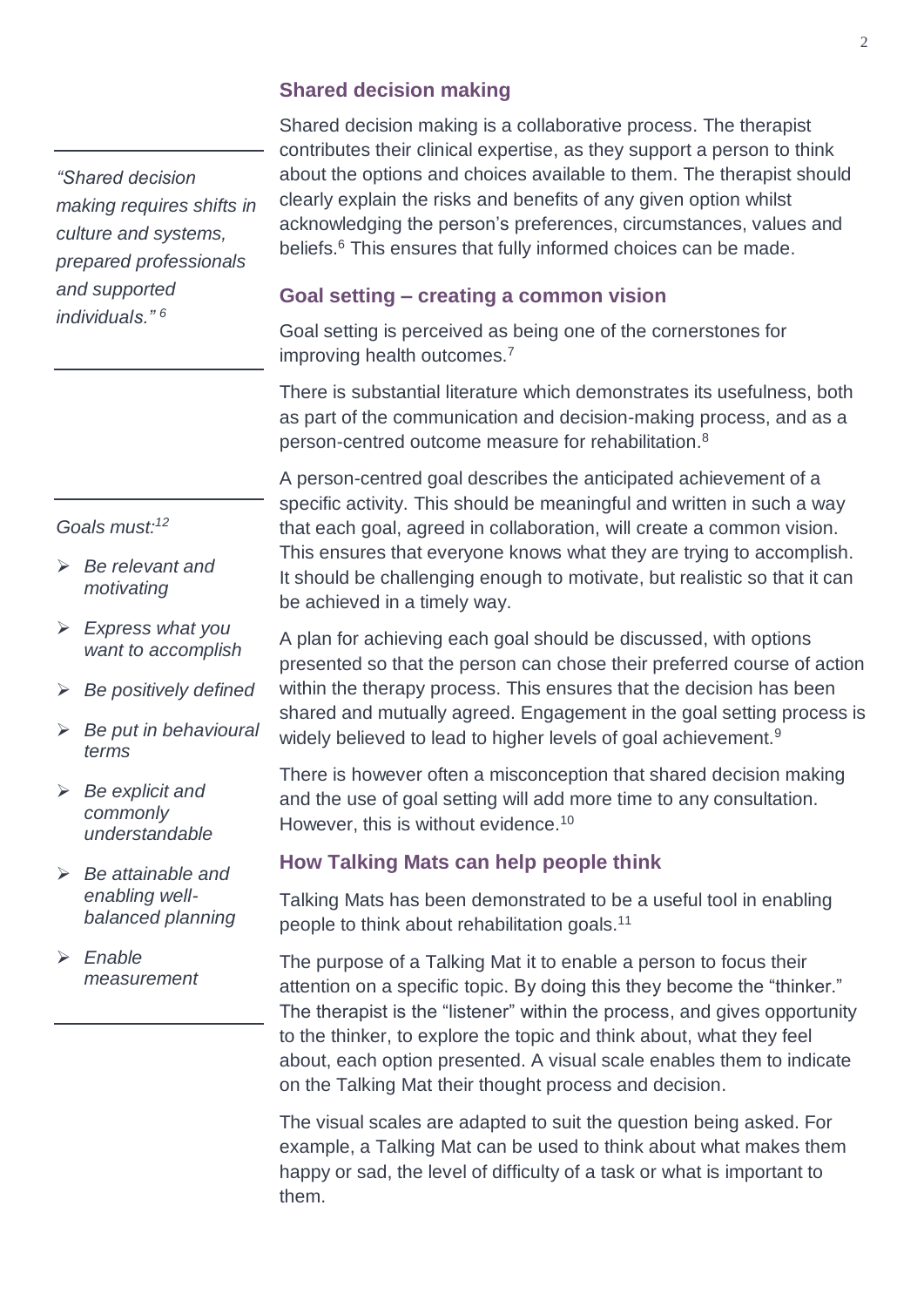## Shared decision making

> *"Shared decision making requires shifts in culture and systems, prepared professionals and supported individuals."* [6]

Shared decision making is a collaborative process. The therapist contributes their clinical expertise, as they support a person to think about the options and choices available to them. The therapist should clearly explain the risks and benefits of any given option whilst acknowledging the person's preferences, circumstances, values and beliefs.[6] This ensures that fully informed choices can be made.

## Goal setting – creating a common vision

Goal setting is perceived as being one of the cornerstones for improving health outcomes.[7]

There is substantial literature which demonstrates its usefulness, both as part of the communication and decision-making process, and as a person-centred outcome measure for rehabilitation.[8]

*Goals must:*[12]

- *Be relevant and motivating*
- *Express what you want to accomplish*
- *Be positively defined*
- *Be put in behavioural terms*
- *Be explicit and commonly understandable*
- *Be attainable and enabling well-balanced planning*
- *Enable measurement*

A person-centred goal describes the anticipated achievement of a specific activity. This should be meaningful and written in such a way that each goal, agreed in collaboration, will create a common vision. This ensures that everyone knows what they are trying to accomplish. It should be challenging enough to motivate, but realistic so that it can be achieved in a timely way.

A plan for achieving each goal should be discussed, with options presented so that the person can chose their preferred course of action within the therapy process. This ensures that the decision has been shared and mutually agreed. Engagement in the goal setting process is widely believed to lead to higher levels of goal achievement.[9]

There is however often a misconception that shared decision making and the use of goal setting will add more time to any consultation. However, this is without evidence.[10]

## How Talking Mats can help people think

Talking Mats has been demonstrated to be a useful tool in enabling people to think about rehabilitation goals.[11]

The purpose of a Talking Mat it to enable a person to focus their attention on a specific topic. By doing this they become the "thinker." The therapist is the "listener" within the process, and gives opportunity to the thinker, to explore the topic and think about, what they feel about, each option presented. A visual scale enables them to indicate on the Talking Mat their thought process and decision.

The visual scales are adapted to suit the question being asked. For example, a Talking Mat can be used to think about what makes them happy or sad, the level of difficulty of a task or what is important to them.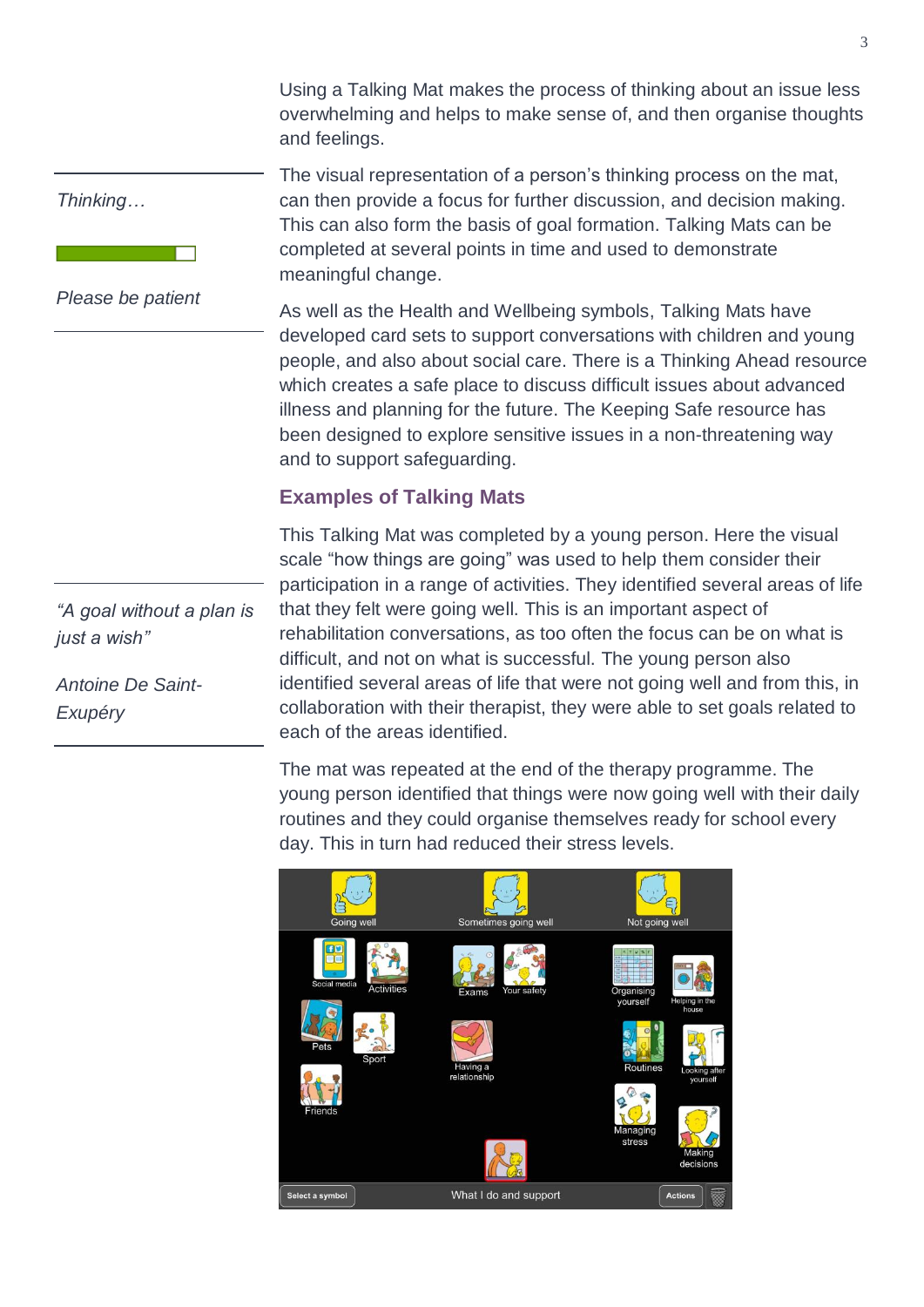Using a Talking Mat makes the process of thinking about an issue less overwhelming and helps to make sense of, and then organise thoughts and feelings.

*Thinking…*

*Please be patient*

The visual representation of a person's thinking process on the mat, can then provide a focus for further discussion, and decision making. This can also form the basis of goal formation. Talking Mats can be completed at several points in time and used to demonstrate meaningful change.

As well as the Health and Wellbeing symbols, Talking Mats have developed card sets to support conversations with children and young people, and also about social care. There is a Thinking Ahead resource which creates a safe place to discuss difficult issues about advanced illness and planning for the future. The Keeping Safe resource has been designed to explore sensitive issues in a non-threatening way and to support safeguarding.

## Examples of Talking Mats

*"A goal without a plan is just a wish"*

*Antoine De Saint-Exupéry*

This Talking Mat was completed by a young person. Here the visual scale "how things are going" was used to help them consider their participation in a range of activities. They identified several areas of life that they felt were going well. This is an important aspect of rehabilitation conversations, as too often the focus can be on what is difficult, and not on what is successful. The young person also identified several areas of life that were not going well and from this, in collaboration with their therapist, they were able to set goals related to each of the areas identified.

The mat was repeated at the end of the therapy programme. The young person identified that things were now going well with their daily routines and they could organise themselves ready for school every day. This in turn had reduced their stress levels.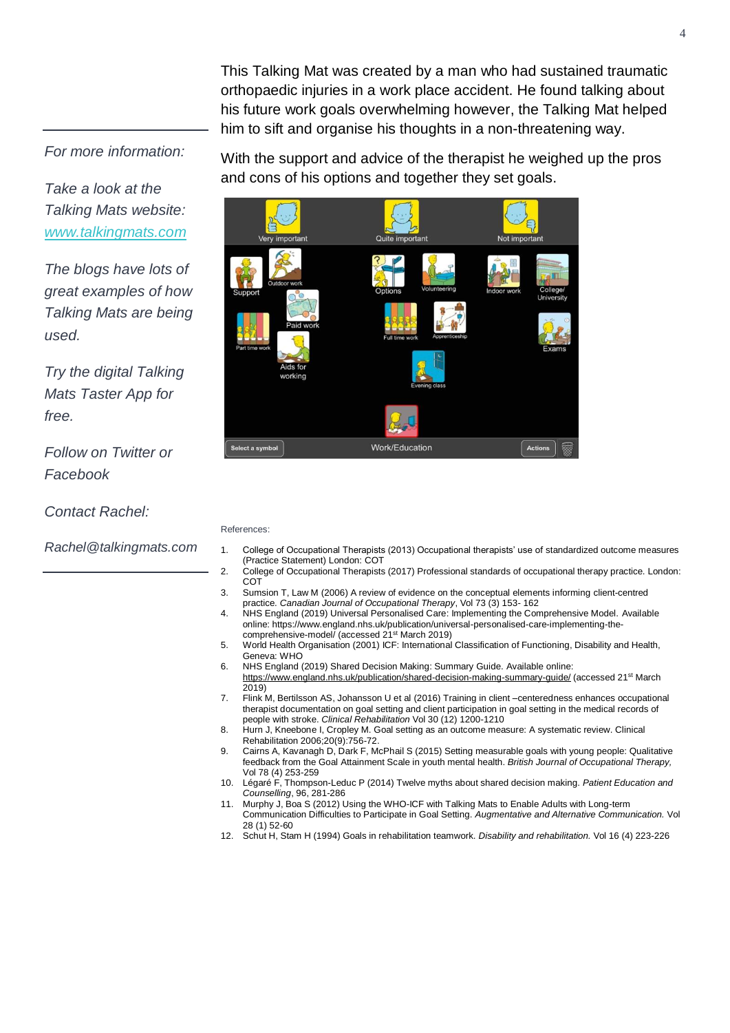This Talking Mat was created by a man who had sustained traumatic orthopaedic injuries in a work place accident. He found talking about his future work goals overwhelming however, the Talking Mat helped him to sift and organise his thoughts in a non-threatening way.

With the support and advice of the therapist he weighed up the pros and cons of his options and together they set goals.

Very important
Quite important
Not important
Support
Outdoor work
Paid work
Part time work
Aids for working
Options
Volunteering
Full time work
Apprenticeship
Evening class
Indoor work
College/ University
Exams
Select a symbol
Work/Education
Actions

*For more information:*

*Take a look at the Talking Mats website:* *[www.talkingmats.com](http://www.talkingmats.com)*

*The blogs have lots of great examples of how Talking Mats are being used.*

*Try the digital Talking Mats Taster App for free.*

*Follow on Twitter or Facebook*

*Contact Rachel:*

*Rachel@talkingmats.com*

References:

1. College of Occupational Therapists (2013) Occupational therapists' use of standardized outcome measures (Practice Statement) London: COT
2. College of Occupational Therapists (2017) Professional standards of occupational therapy practice. London: COT
3. Sumsion T, Law M (2006) A review of evidence on the conceptual elements informing client-centred practice. *Canadian Journal of Occupational Therapy*, Vol 73 (3) 153- 162
4. NHS England (2019) Universal Personalised Care: Implementing the Comprehensive Model. Available online: https://www.england.nhs.uk/publication/universal-personalised-care-implementing-the-comprehensive-model/ (accessed 21st March 2019)
5. World Health Organisation (2001) ICF: International Classification of Functioning, Disability and Health, Geneva: WHO
6. NHS England (2019) Shared Decision Making: Summary Guide. Available online: https://www.england.nhs.uk/publication/shared-decision-making-summary-guide/ (accessed 21st March 2019)
7. Flink M, Bertilsson AS, Johansson U et al (2016) Training in client –centeredness enhances occupational therapist documentation on goal setting and client participation in goal setting in the medical records of people with stroke. *Clinical Rehabilitation* Vol 30 (12) 1200-1210
8. Hurn J, Kneebone I, Cropley M. Goal setting as an outcome measure: A systematic review. Clinical Rehabilitation 2006;20(9):756-72.
9. Cairns A, Kavanagh D, Dark F, McPhail S (2015) Setting measurable goals with young people: Qualitative feedback from the Goal Attainment Scale in youth mental health. *British Journal of Occupational Therapy,* Vol 78 (4) 253-259
10. Légaré F, Thompson-Leduc P (2014) Twelve myths about shared decision making. *Patient Education and Counselling*, 96, 281-286
11. Murphy J, Boa S (2012) Using the WHO-ICF with Talking Mats to Enable Adults with Long-term Communication Difficulties to Participate in Goal Setting. *Augmentative and Alternative Communication.* Vol 28 (1) 52-60
12. Schut H, Stam H (1994) Goals in rehabilitation teamwork. *Disability and rehabilitation.* Vol 16 (4) 223-226